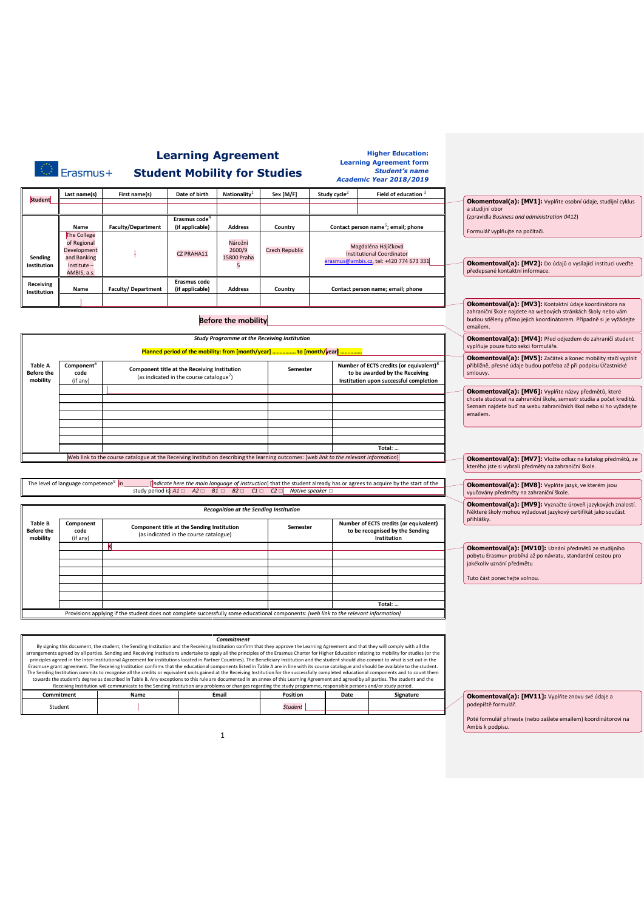Erasmus+

# Learning Agreement
# Student Mobility for Studies

**Higher Education:**
**Learning Agreement form**
***Student's name***
***Academic Year 2018/2019***

| | Last name(s) | First name(s) | Date of birth | Nationality[1] | Sex [M/F] | Study cycle[2] | Field of education [3] |
|---|---|---|---|---|---|---|---|
| Student | | | | | | | |

| | Name | Faculty/Department | Erasmus code[4] (if applicable) | Address | Country | Contact person name[5]; email; phone |
|---|---|---|---|---|---|---|
| Sending Institution | The College of Regional Development and Banking Institute – AMBIS, a.s. | - | CZ PRAHA11 | Nárožní 2600/9 15800 Praha 5 | Czech Republic | Magdaléna Hájíčková Institutional Coordinator erasmus@ambis.cz, tel: +420 774 673 331 |
| Receiving Institution | Name | Faculty/ Department | Erasmus code (if applicable) | Address | Country | Contact person name; email; phone |
| | | | | | | |

## Before the mobility

***Study Programme at the Receiving Institution***

**Planned period of the mobility: from [month/year] ……………. to [month/year] ……………**

| Table A Before the mobility | Component[6] code (if any) | Component title at the Receiving Institution (as indicated in the course catalogue[7]) | Semester | Number of ECTS credits (or equivalent)[8] to be awarded by the Receiving Institution upon successful completion |
|---|---|---|---|---|
| | | | | |
| | | | | |
| | | | | |
| | | | | |
| | | | | |
| | | | | |
| | | | | |
| | | | | Total: … |

Web link to the course catalogue at the Receiving Institution describing the learning outcomes: *[web link to the relevant information]*

The level of language competence[9] in ________ [*indicate here the main language of instruction*] that the student already has or agrees to acquire by the start of the study period is: *A1 ☐ A2 ☐ B1 ☐ B2 ☐ C1 ☐ C2 ☐ Native speaker ☐*

***Recognition at the Sending Institution***

| Table B Before the mobility | Component code (if any) | Component title at the Sending Institution (as indicated in the course catalogue) | Semester | Number of ECTS credits (or equivalent) to be recognised by the Sending Institution |
|---|---|---|---|---|
| | | x | | |
| | | | | |
| | | | | |
| | | | | |
| | | | | |
| | | | | |
| | | | | |
| | | | | Total: … |

Provisions applying if the student does not complete successfully some educational components: *[web link to the relevant information]*

***Commitment***

By signing this document, the student, the Sending Institution and the Receiving Institution confirm that they approve the Learning Agreement and that they will comply with all the arrangements agreed by all parties. Sending and Receiving Institutions undertake to apply all the principles of the Erasmus Charter for Higher Education relating to mobility for studies (or the principles agreed in the Inter-Institutional Agreement for institutions located in Partner Countries). The Beneficiary Institution and the student should also commit to what is set out in the Erasmus+ grant agreement. The Receiving Institution confirms that the educational components listed in Table A are in line with its course catalogue and should be available to the student. The Sending Institution commits to recognise all the credits or equivalent units gained at the Receiving Institution for the successfully completed educational components and to count them towards the student's degree as described in Table B. Any exceptions to this rule are documented in an annex of this Learning Agreement and agreed by all parties. The student and the Receiving Institution will communicate to the Sending Institution any problems or changes regarding the study programme, responsible persons and/or study period.

| Commitment | Name | Email | Position | Date | Signature |
|---|---|---|---|---|---|
| Student | | | *Student* | | |

**Okomentoval(a): [MV1]:** Vyplňte osobní údaje, studijní cyklus a studijní obor (zpravidla *Business and administration 0412*)

Formulář vyplňujte na počítači.

**Okomentoval(a): [MV2]:** Do údajů o vysílající instituci uveďte předepsané kontaktní informace.

**Okomentoval(a): [MV3]:** Kontaktní údaje koordinátora na zahraniční škole najdete na webových stránkách školy nebo vám budou sděleny přímo jejich koordinátorem. Případně si je vyžádejte emailem.

**Okomentoval(a): [MV4]:** Před odjezdem do zahraniční student vyplňuje pouze tuto sekci formuláře.

**Okomentoval(a): [MV5]:** Začátek a konec mobility stačí vyplnit přibližně, přesné údaje budou potřeba až při podpisu Účastnické smlouvy.

**Okomentoval(a): [MV6]:** Vyplňte názvy předmětů, které chcete studovat na zahraniční škole, semestr studia a počet kreditů. Seznam najdete buď na webu zahraničních škol nebo si ho vyžádejte emailem.

**Okomentoval(a): [MV7]:** Vložte odkaz na katalog předmětů, ze kterého jste si vybrali předměty na zahraniční škole.

**Okomentoval(a): [MV8]:** Vyplňte jazyk, ve kterém jsou vyučovány předměty na zahraniční škole.

**Okomentoval(a): [MV9]:** Vyznačte úroveň jazykových znalostí. Některé školy mohou vyžadovat jazykový certifikát jako součást přihlášky.

**Okomentoval(a): [MV10]:** Uznání předmětů ze studijního pobytu Erasmu+ probíhá až po návratu, standardní cestou pro jakékoliv uznání předmětu

Tuto část ponechejte volnou.

**Okomentoval(a): [MV11]:** Vyplňte znovu své údaje a podepište formulář.

Poté formulář přineste (nebo zašlete emailem) koordinátorovi na Ambis k podpisu.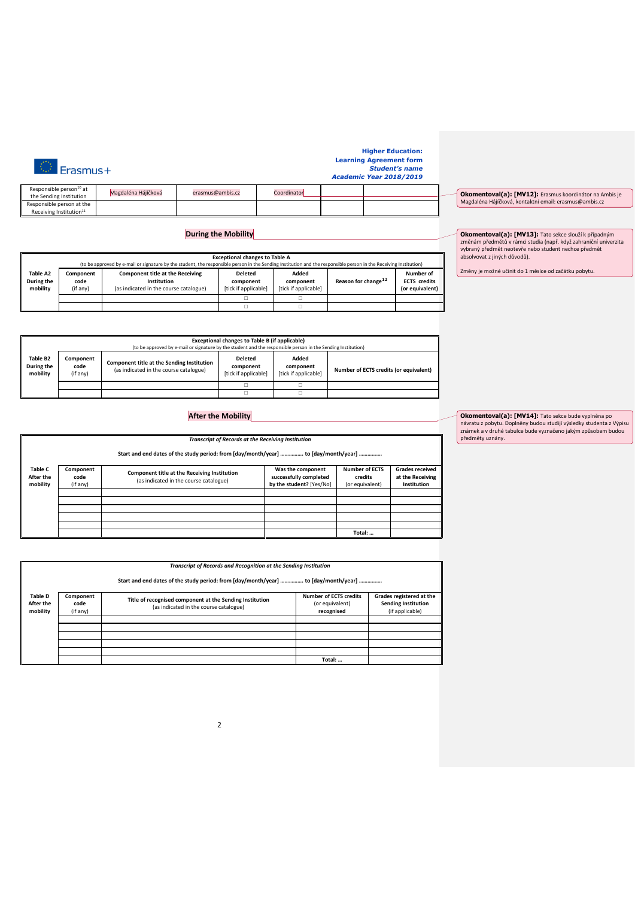**Higher Education:**
**Learning Agreement form**
***Student's name***
***Academic Year 2018/2019***

| | | | | | |
|---|---|---|---|---|---|
| Responsible person[10] at the Sending Institution | Magdaléna Hájíčková | erasmus@ambis.cz | Coordinator | | |
| Responsible person at the Receiving Institution[11] | | | | | |

**Okomentoval(a): [MV12]:** Erasmus koordinátor na Ambis je Magdaléna Hájíčková, kontaktní email: erasmus@ambis.cz

## During the Mobility

**Okomentoval(a): [MV13]:** Tato sekce slouží k případným změnám předmětů v rámci studia (např. když zahraniční univerzita vybraný předmět neotevře nebo student nechce předmět absolvovat z jiných důvodů).

Změny je možné učinit do 1 měsíce od začátku pobytu.

**Exceptional changes to Table A**
(to be approved by e-mail or signature by the student, the responsible person in the Sending Institution and the responsible person in the Receiving Institution)

| Table A2 During the mobility | Component code (if any) | Component title at the Receiving Institution (as indicated in the course catalogue) | Deleted component [tick if applicable] | Added component [tick if applicable] | Reason for change[12] | Number of ECTS credits (or equivalent) |
|---|---|---|---|---|---|---|
| | | | ☐ | ☐ | | |
| | | | ☐ | ☐ | | |

**Exceptional changes to Table B (if applicable)**
(to be approved by e-mail or signature by the student and the responsible person in the Sending Institution)

| Table B2 During the mobility | Component code (if any) | Component title at the Sending Institution (as indicated in the course catalogue) | Deleted component [tick if applicable] | Added component [tick if applicable] | Number of ECTS credits (or equivalent) |
|---|---|---|---|---|---|
| | | | ☐ | ☐ | |
| | | | ☐ | ☐ | |

## After the Mobility

**Okomentoval(a): [MV14]:** Tato sekce bude vyplněna po návratu z pobytu. Doplněny budou studijí výsledky studenta z Výpisu známek a v druhé tabulce bude vyznačeno jakým způsobem budou předměty uznány.

***Transcript of Records at the Receiving Institution***

Start and end dates of the study period: from [day/month/year] ……………. to [day/month/year] …………….

| Table C After the mobility | Component code (if any) | Component title at the Receiving Institution (as indicated in the course catalogue) | Was the component successfully completed by the student? [Yes/No] | Number of ECTS credits (or equivalent) | Grades received at the Receiving Institution |
|---|---|---|---|---|---|
| | | | | | |
| | | | | | |
| | | | | | |
| | | | | | |
| | | | | | |
| | | | | Total: … | |

***Transcript of Records and Recognition at the Sending Institution***

Start and end dates of the study period: from [day/month/year] ……………. to [day/month/year] …………….

| Table D After the mobility | Component code (if any) | Title of recognised component at the Sending Institution (as indicated in the course catalogue) | Number of ECTS credits (or equivalent) recognised | Grades registered at the Sending Institution (if applicable) |
|---|---|---|---|---|
| | | | | |
| | | | | |
| | | | | |
| | | | | |
| | | | | |
| | | | Total: … | |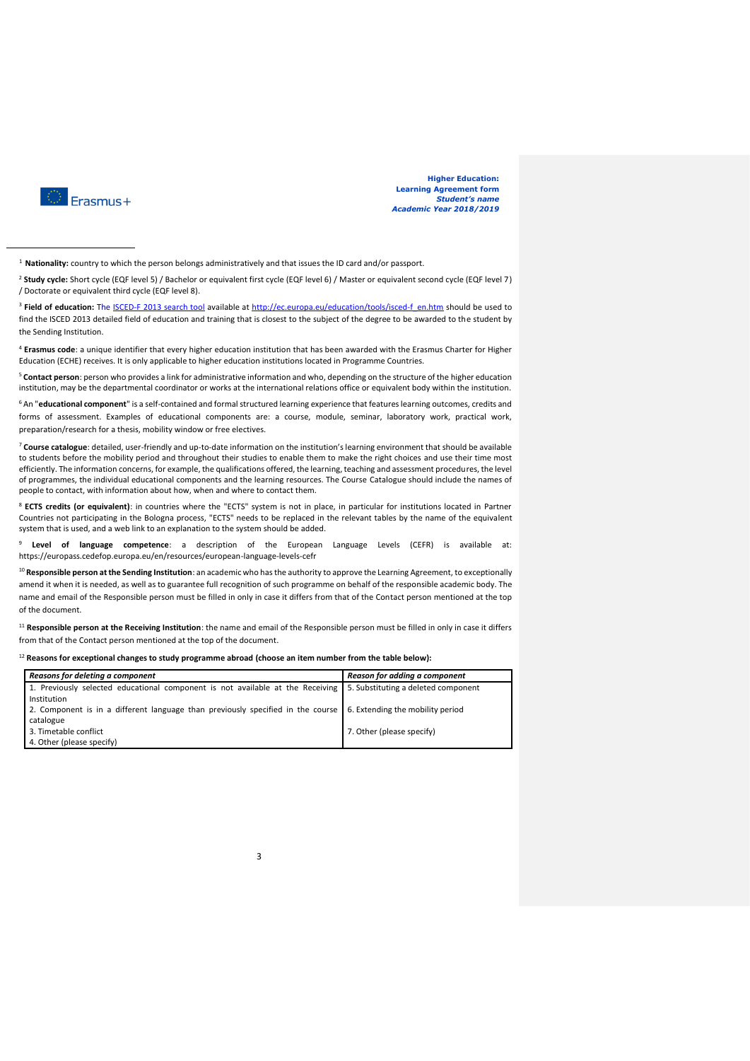[1] **Nationality:** country to which the person belongs administratively and that issues the ID card and/or passport.

[2] **Study cycle:** Short cycle (EQF level 5) / Bachelor or equivalent first cycle (EQF level 6) / Master or equivalent second cycle (EQF level 7) / Doctorate or equivalent third cycle (EQF level 8).

[3] **Field of education:** The ISCED-F 2013 search tool available at http://ec.europa.eu/education/tools/isced-f_en.htm should be used to find the ISCED 2013 detailed field of education and training that is closest to the subject of the degree to be awarded to the student by the Sending Institution.

[4] **Erasmus code**: a unique identifier that every higher education institution that has been awarded with the Erasmus Charter for Higher Education (ECHE) receives. It is only applicable to higher education institutions located in Programme Countries.

[5] **Contact person**: person who provides a link for administrative information and who, depending on the structure of the higher education institution, may be the departmental coordinator or works at the international relations office or equivalent body within the institution.

[6] An "**educational component**" is a self-contained and formal structured learning experience that features learning outcomes, credits and forms of assessment. Examples of educational components are: a course, module, seminar, laboratory work, practical work, preparation/research for a thesis, mobility window or free electives.

[7] **Course catalogue**: detailed, user-friendly and up-to-date information on the institution's learning environment that should be available to students before the mobility period and throughout their studies to enable them to make the right choices and use their time most efficiently. The information concerns, for example, the qualifications offered, the learning, teaching and assessment procedures, the level of programmes, the individual educational components and the learning resources. The Course Catalogue should include the names of people to contact, with information about how, when and where to contact them.

[8] **ECTS credits (or equivalent)**: in countries where the "ECTS" system is not in place, in particular for institutions located in Partner Countries not participating in the Bologna process, "ECTS" needs to be replaced in the relevant tables by the name of the equivalent system that is used, and a web link to an explanation to the system should be added.

[9] **Level of language competence**: a description of the European Language Levels (CEFR) is available at: https://europass.cedefop.europa.eu/en/resources/european-language-levels-cefr

[10] **Responsible person at the Sending Institution**: an academic who has the authority to approve the Learning Agreement, to exceptionally amend it when it is needed, as well as to guarantee full recognition of such programme on behalf of the responsible academic body. The name and email of the Responsible person must be filled in only in case it differs from that of the Contact person mentioned at the top of the document.

[11] **Responsible person at the Receiving Institution**: the name and email of the Responsible person must be filled in only in case it differs from that of the Contact person mentioned at the top of the document.

[12] **Reasons for exceptional changes to study programme abroad (choose an item number from the table below):**

| *Reasons for deleting a component* | *Reason for adding a component* |
|---|---|
| 1. Previously selected educational component is not available at the Receiving Institution | 5. Substituting a deleted component |
| 2. Component is in a different language than previously specified in the course catalogue | 6. Extending the mobility period |
| 3. Timetable conflict | 7. Other (please specify) |
| 4. Other (please specify) | |